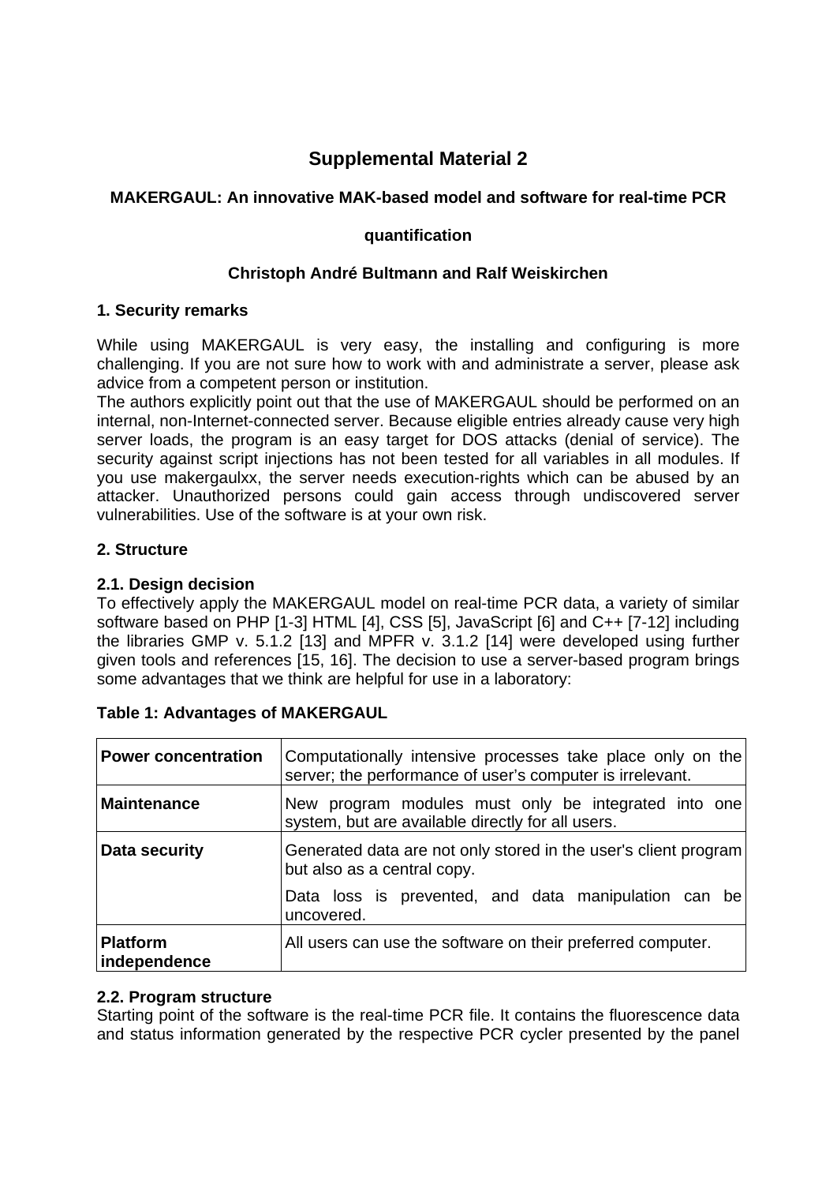# Supplemental Material 2

## MAKERGAUL: An innovative MAK-based model and software for real-time PCR quantification

**Christoph André Bultmann and Ralf Weiskirchen**

### 1. Security remarks

While using MAKERGAUL is very easy, the installing and configuring is more challenging. If you are not sure how to work with and administrate a server, please ask advice from a competent person or institution.
The authors explicitly point out that the use of MAKERGAUL should be performed on an internal, non-Internet-connected server. Because eligible entries already cause very high server loads, the program is an easy target for DOS attacks (denial of service). The security against script injections has not been tested for all variables in all modules. If you use makergaulxx, the server needs execution-rights which can be abused by an attacker. Unauthorized persons could gain access through undiscovered server vulnerabilities. Use of the software is at your own risk.

### 2. Structure

#### 2.1. Design decision

To effectively apply the MAKERGAUL model on real-time PCR data, a variety of similar software based on PHP [1-3] HTML [4], CSS [5], JavaScript [6] and C++ [7-12] including the libraries GMP v. 5.1.2 [13] and MPFR v. 3.1.2 [14] were developed using further given tools and references [15, 16]. The decision to use a server-based program brings some advantages that we think are helpful for use in a laboratory:

**Table 1: Advantages of MAKERGAUL**

| | |
|---|---|
| **Power concentration** | Computationally intensive processes take place only on the server; the performance of user’s computer is irrelevant. |
| **Maintenance** | New program modules must only be integrated into one system, but are available directly for all users. |
| **Data security** | Generated data are not only stored in the user's client program but also as a central copy. Data loss is prevented, and data manipulation can be uncovered. |
| **Platform independence** | All users can use the software on their preferred computer. |

#### 2.2. Program structure

Starting point of the software is the real-time PCR file. It contains the fluorescence data and status information generated by the respective PCR cycler presented by the panel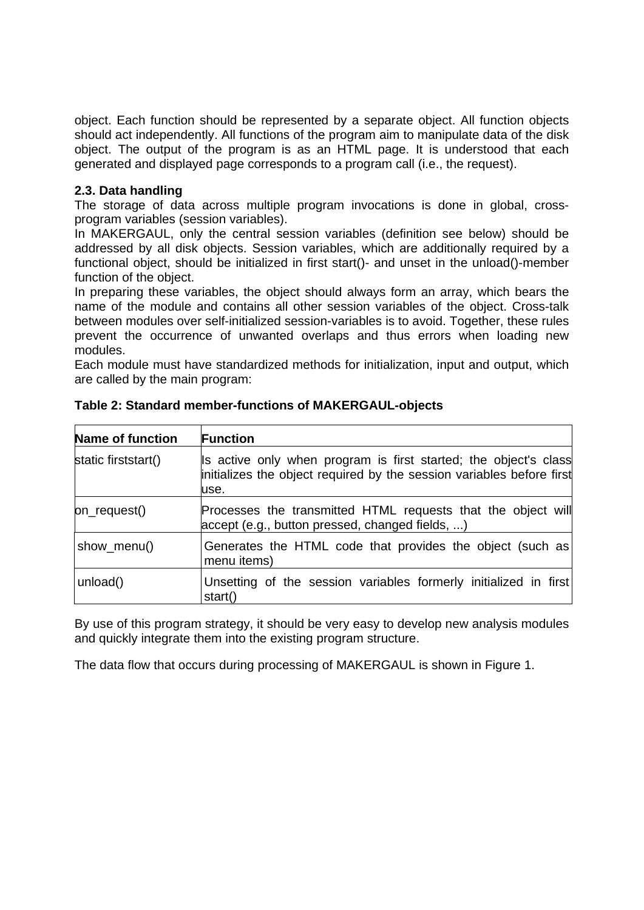object. Each function should be represented by a separate object. All function objects should act independently. All functions of the program aim to manipulate data of the disk object. The output of the program is as an HTML page. It is understood that each generated and displayed page corresponds to a program call (i.e., the request).

### 2.3. Data handling

The storage of data across multiple program invocations is done in global, cross-program variables (session variables).

In MAKERGAUL, only the central session variables (definition see below) should be addressed by all disk objects. Session variables, which are additionally required by a functional object, should be initialized in first start()- and unset in the unload()-member function of the object.

In preparing these variables, the object should always form an array, which bears the name of the module and contains all other session variables of the object. Cross-talk between modules over self-initialized session-variables is to avoid. Together, these rules prevent the occurrence of unwanted overlaps and thus errors when loading new modules.

Each module must have standardized methods for initialization, input and output, which are called by the main program:

**Table 2: Standard member-functions of MAKERGAUL-objects**

| Name of function | Function |
|---|---|
| static firststart() | Is active only when program is first started; the object's class initializes the object required by the session variables before first use. |
| on_request() | Processes the transmitted HTML requests that the object will accept (e.g., button pressed, changed fields, ...) |
| show_menu() | Generates the HTML code that provides the object (such as menu items) |
| unload() | Unsetting of the session variables formerly initialized in first start() |

By use of this program strategy, it should be very easy to develop new analysis modules and quickly integrate them into the existing program structure.

The data flow that occurs during processing of MAKERGAUL is shown in Figure 1.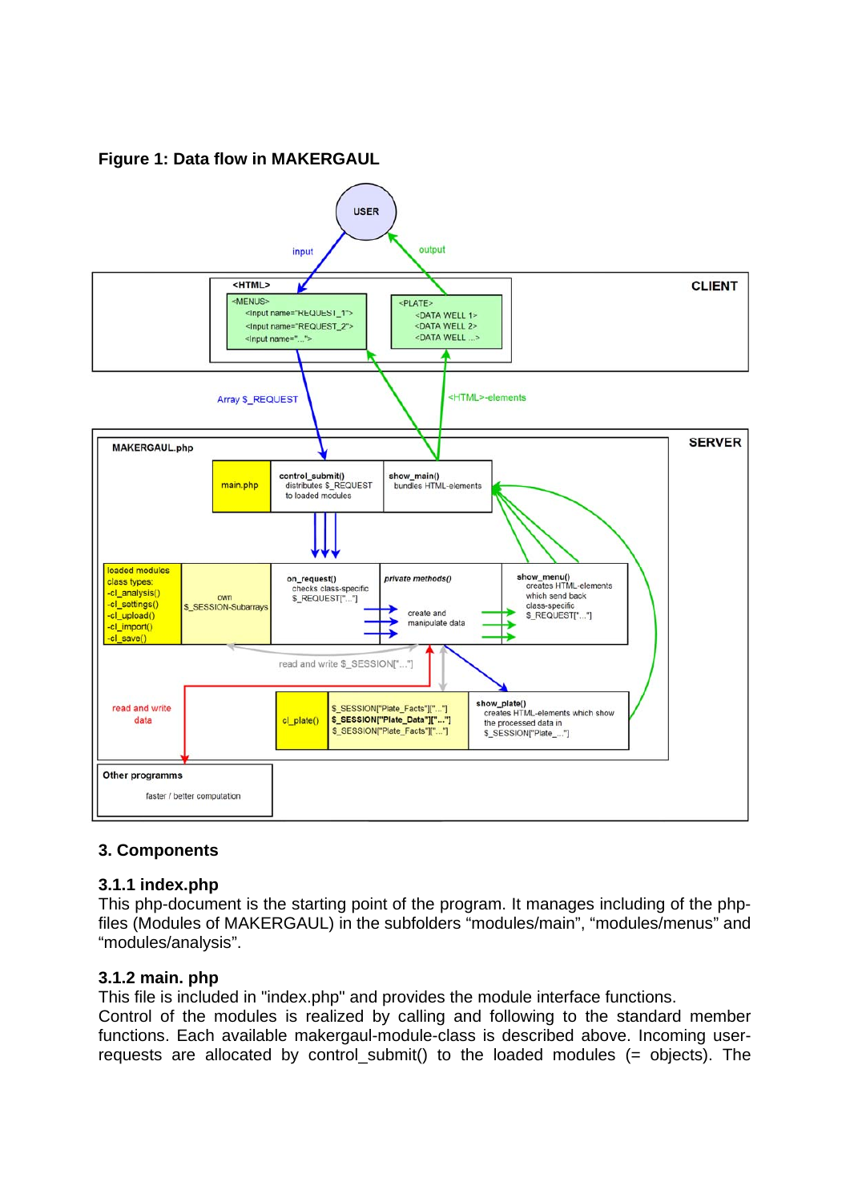**Figure 1: Data flow in MAKERGAUL**

### 3. Components

#### 3.1.1 index.php

This php-document is the starting point of the program. It manages including of the php-files (Modules of MAKERGAUL) in the subfolders “modules/main”, “modules/menus” and “modules/analysis”.

#### 3.1.2 main. php

This file is included in "index.php" and provides the module interface functions.
Control of the modules is realized by calling and following to the standard member functions. Each available makergaul-module-class is described above. Incoming user-requests are allocated by control_submit() to the loaded modules (= objects). The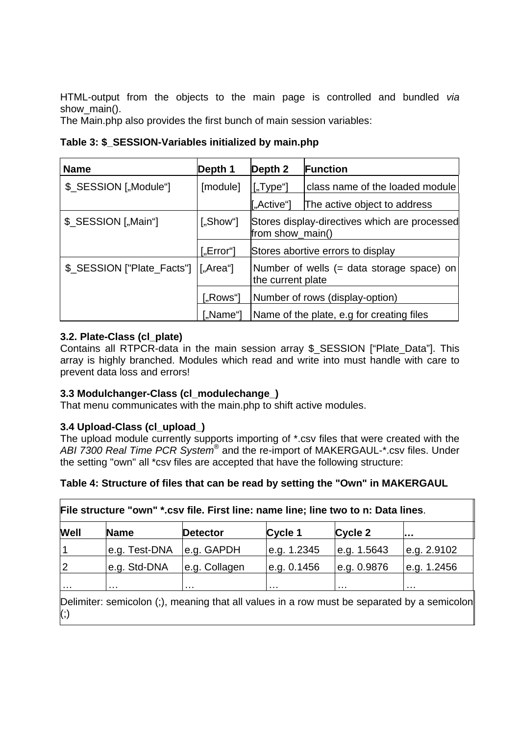HTML-output from the objects to the main page is controlled and bundled *via* show_main().
The Main.php also provides the first bunch of main session variables:

**Table 3: $_SESSION-Variables initialized by main.php**

| Name | Depth 1 | Depth 2 | Function |
|---|---|---|---|
| $_SESSION [„Module“] | [module] | [„Type“] | class name of the loaded module |
| | | [„Active“] | The active object to address |
| $_SESSION [„Main“] | [„Show“] | Stores display-directives which are processed from show_main() | |
| | [„Error“] | Stores abortive errors to display | |
| $_SESSION ["Plate_Facts"] | [„Area“] | Number of wells (= data storage space) on the current plate | |
| | [„Rows“] | Number of rows (display-option) | |
| | [„Name“] | Name of the plate, e.g for creating files | |

**3.2. Plate-Class (cl_plate)**
Contains all RTPCR-data in the main session array $_SESSION [“Plate_Data”]. This array is highly branched. Modules which read and write into must handle with care to prevent data loss and errors!

**3.3 Modulchanger-Class (cl_modulechange_)**
That menu communicates with the main.php to shift active modules.

**3.4 Upload-Class (cl_upload_)**
The upload module currently supports importing of *.csv files that were created with the *ABI 7300 Real Time PCR System*® and the re-import of MAKERGAUL-*.csv files. Under the setting "own" all *csv files are accepted that have the following structure:

**Table 4: Structure of files that can be read by setting the "Own" in MAKERGAUL**

| **File structure "own" *.csv file. First line: name line; line two to n: Data lines**. | | | | | |
|---|---|---|---|---|---|
| **Well** | **Name** | **Detector** | **Cycle 1** | **Cycle 2** | **…** |
| 1 | e.g. Test-DNA | e.g. GAPDH | e.g. 1.2345 | e.g. 1.5643 | e.g. 2.9102 |
| 2 | e.g. Std-DNA | e.g. Collagen | e.g. 0.1456 | e.g. 0.9876 | e.g. 1.2456 |
| … | … | … | … | … | … |
| Delimiter: semicolon (;), meaning that all values in a row must be separated by a semicolon (;) | | | | | |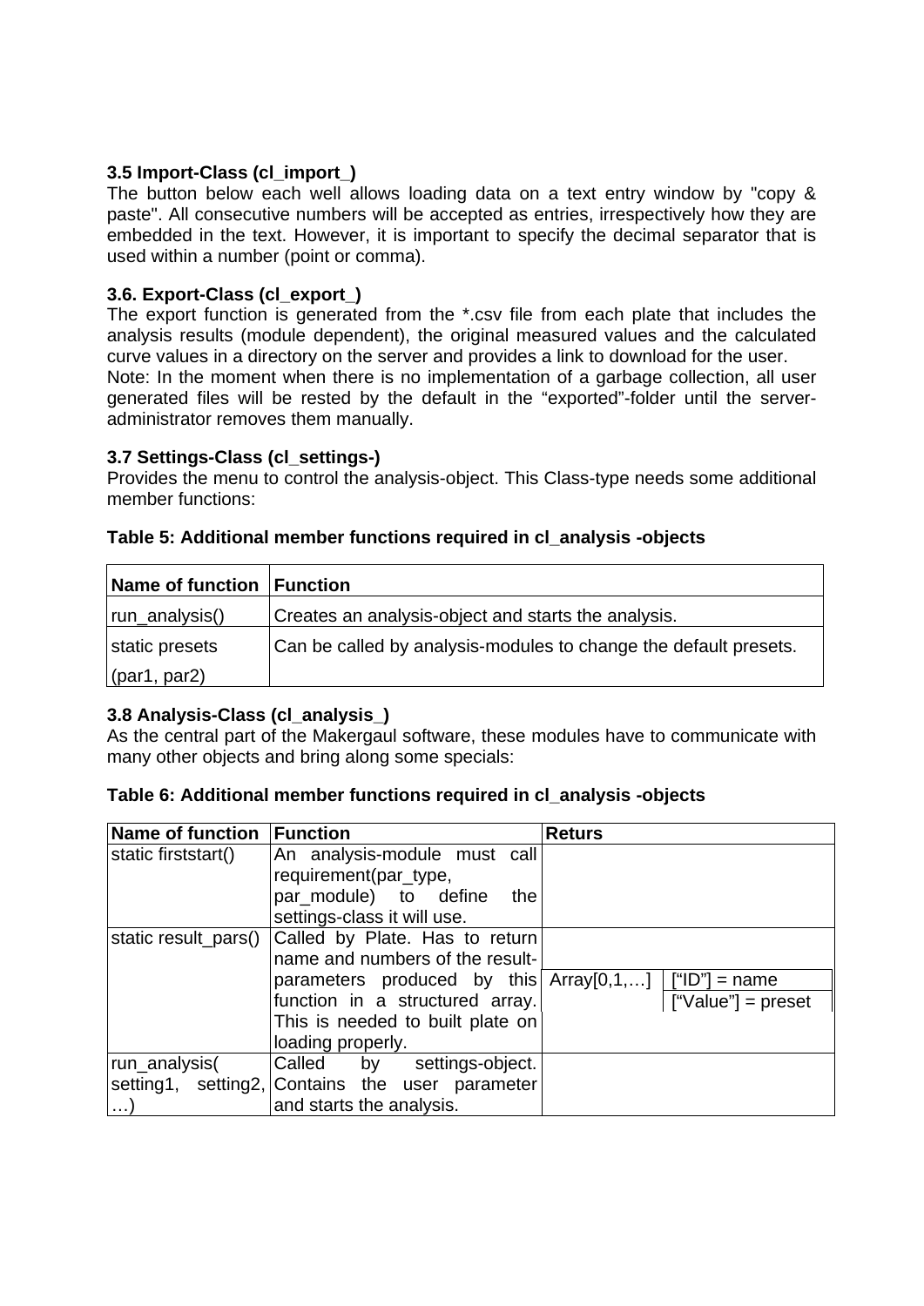### 3.5 Import-Class (cl_import_)

The button below each well allows loading data on a text entry window by "copy & paste". All consecutive numbers will be accepted as entries, irrespectively how they are embedded in the text. However, it is important to specify the decimal separator that is used within a number (point or comma).

### 3.6. Export-Class (cl_export_)

The export function is generated from the *.csv file from each plate that includes the analysis results (module dependent), the original measured values and the calculated curve values in a directory on the server and provides a link to download for the user.
Note: In the moment when there is no implementation of a garbage collection, all user generated files will be rested by the default in the “exported”-folder until the server-administrator removes them manually.

### 3.7 Settings-Class (cl_settings-)

Provides the menu to control the analysis-object. This Class-type needs some additional member functions:

**Table 5: Additional member functions required in cl_analysis -objects**

| Name of function | Function |
|---|---|
| run_analysis() | Creates an analysis-object and starts the analysis. |
| static presets (par1, par2) | Can be called by analysis-modules to change the default presets. |

### 3.8 Analysis-Class (cl_analysis_)

As the central part of the Makergaul software, these modules have to communicate with many other objects and bring along some specials:

**Table 6: Additional member functions required in cl_analysis -objects**

| Name of function | Function | Returs | |
|---|---|---|---|
| static firststart() | An analysis-module must call requirement(par_type, par_module) to define the settings-class it will use. | | |
| static result_pars() | Called by Plate. Has to return name and numbers of the result-parameters produced by this function in a structured array. This is needed to built plate on loading properly. | Array[0,1,…] | [“ID”] = name<br>[“Value”] = preset |
| run_analysis( setting1, setting2, …) | Called by settings-object. Contains the user parameter and starts the analysis. | | |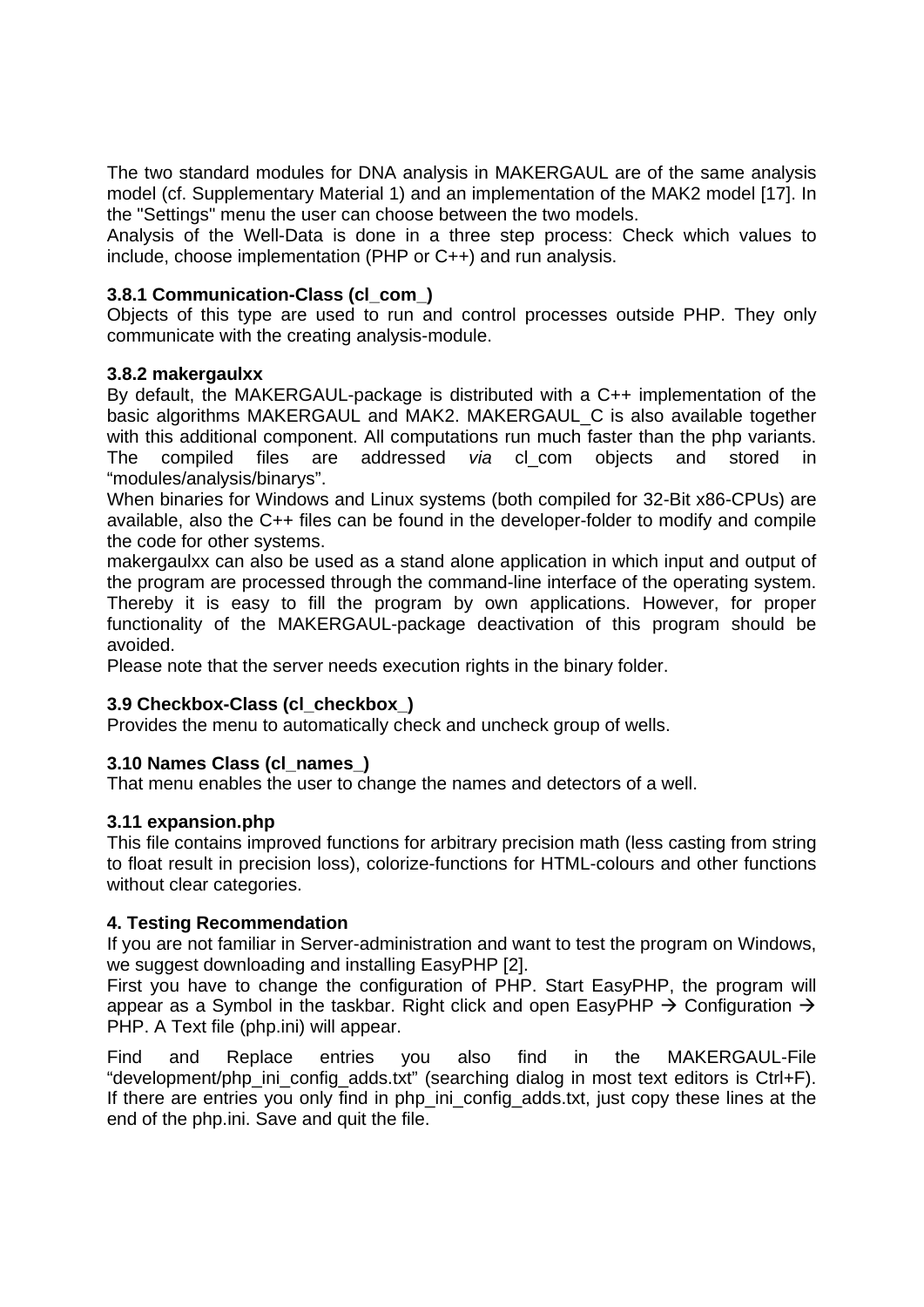The two standard modules for DNA analysis in MAKERGAUL are of the same analysis model (cf. Supplementary Material 1) and an implementation of the MAK2 model [17]. In the "Settings" menu the user can choose between the two models.

Analysis of the Well-Data is done in a three step process: Check which values to include, choose implementation (PHP or C++) and run analysis.

#### 3.8.1 Communication-Class (cl_com_)

Objects of this type are used to run and control processes outside PHP. They only communicate with the creating analysis-module.

#### 3.8.2 makergaulxx

By default, the MAKERGAUL-package is distributed with a C++ implementation of the basic algorithms MAKERGAUL and MAK2. MAKERGAUL_C is also available together with this additional component. All computations run much faster than the php variants. The compiled files are addressed *via* cl_com objects and stored in “modules/analysis/binarys”.

When binaries for Windows and Linux systems (both compiled for 32-Bit x86-CPUs) are available, also the C++ files can be found in the developer-folder to modify and compile the code for other systems.

makergaulxx can also be used as a stand alone application in which input and output of the program are processed through the command-line interface of the operating system. Thereby it is easy to fill the program by own applications. However, for proper functionality of the MAKERGAUL-package deactivation of this program should be avoided.

Please note that the server needs execution rights in the binary folder.

### 3.9 Checkbox-Class (cl_checkbox_)

Provides the menu to automatically check and uncheck group of wells.

### 3.10 Names Class (cl_names_)

That menu enables the user to change the names and detectors of a well.

### 3.11 expansion.php

This file contains improved functions for arbitrary precision math (less casting from string to float result in precision loss), colorize-functions for HTML-colours and other functions without clear categories.

## 4. Testing Recommendation

If you are not familiar in Server-administration and want to test the program on Windows, we suggest downloading and installing EasyPHP [2].

First you have to change the configuration of PHP. Start EasyPHP, the program will appear as a Symbol in the taskbar. Right click and open EasyPHP → Configuration → PHP. A Text file (php.ini) will appear.

Find and Replace entries you also find in the MAKERGAUL-File “development/php_ini_config_adds.txt” (searching dialog in most text editors is Ctrl+F). If there are entries you only find in php_ini_config_adds.txt, just copy these lines at the end of the php.ini. Save and quit the file.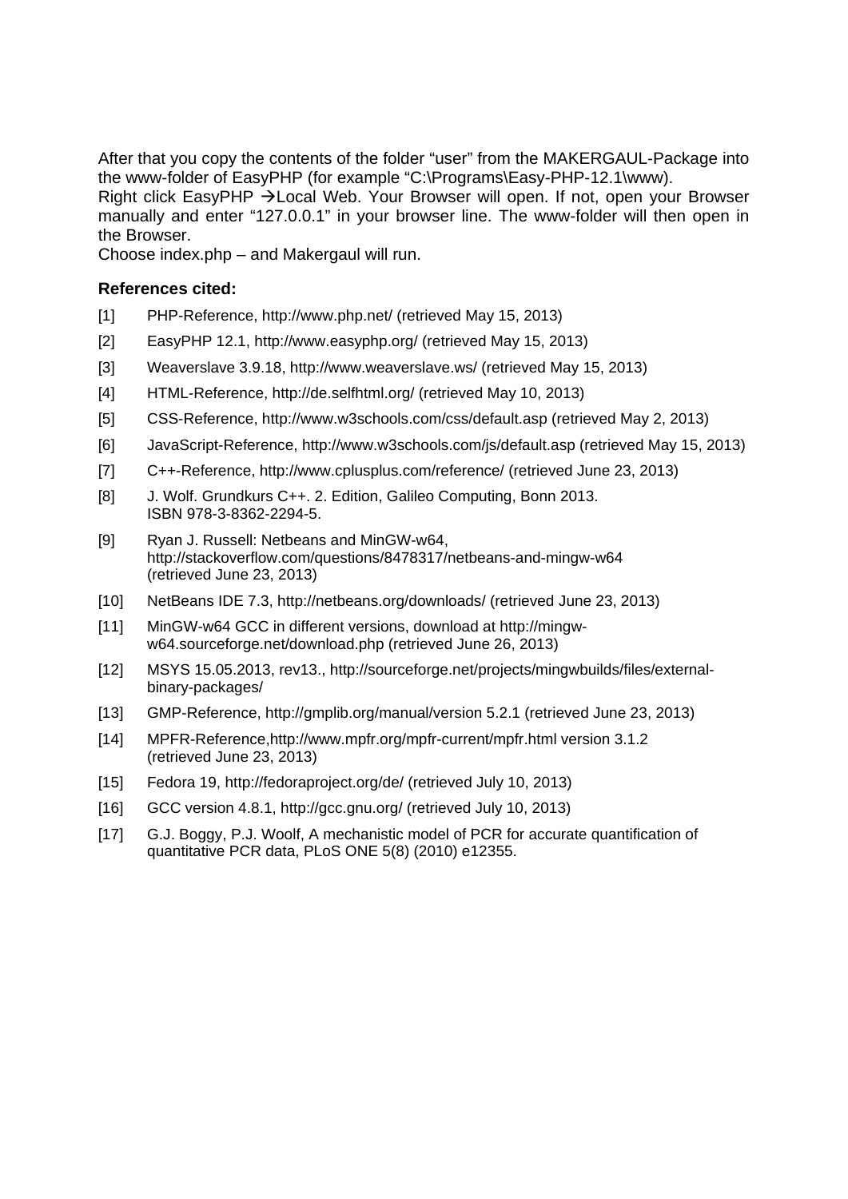After that you copy the contents of the folder “user” from the MAKERGAUL-Package into the www-folder of EasyPHP (for example “C:\Programs\Easy-PHP-12.1\www).
Right click EasyPHP →Local Web. Your Browser will open. If not, open your Browser manually and enter “127.0.0.1” in your browser line. The www-folder will then open in the Browser.
Choose index.php – and Makergaul will run.

**References cited:**

[1] PHP-Reference, http://www.php.net/ (retrieved May 15, 2013)

[2] EasyPHP 12.1, http://www.easyphp.org/ (retrieved May 15, 2013)

[3] Weaverslave 3.9.18, http://www.weaverslave.ws/ (retrieved May 15, 2013)

[4] HTML-Reference, http://de.selfhtml.org/ (retrieved May 10, 2013)

[5] CSS-Reference, http://www.w3schools.com/css/default.asp (retrieved May 2, 2013)

[6] JavaScript-Reference, http://www.w3schools.com/js/default.asp (retrieved May 15, 2013)

[7] C++-Reference, http://www.cplusplus.com/reference/ (retrieved June 23, 2013)

[8] J. Wolf. Grundkurs C++. 2. Edition, Galileo Computing, Bonn 2013. ISBN 978-3-8362-2294-5.

[9] Ryan J. Russell: Netbeans and MinGW-w64, http://stackoverflow.com/questions/8478317/netbeans-and-mingw-w64 (retrieved June 23, 2013)

[10] NetBeans IDE 7.3, http://netbeans.org/downloads/ (retrieved June 23, 2013)

[11] MinGW-w64 GCC in different versions, download at http://mingw-w64.sourceforge.net/download.php (retrieved June 26, 2013)

[12] MSYS 15.05.2013, rev13., http://sourceforge.net/projects/mingwbuilds/files/external-binary-packages/

[13] GMP-Reference, http://gmplib.org/manual/version 5.2.1 (retrieved June 23, 2013)

[14] MPFR-Reference,http://www.mpfr.org/mpfr-current/mpfr.html version 3.1.2 (retrieved June 23, 2013)

[15] Fedora 19, http://fedoraproject.org/de/ (retrieved July 10, 2013)

[16] GCC version 4.8.1, http://gcc.gnu.org/ (retrieved July 10, 2013)

[17] G.J. Boggy, P.J. Woolf, A mechanistic model of PCR for accurate quantification of quantitative PCR data, PLoS ONE 5(8) (2010) e12355.